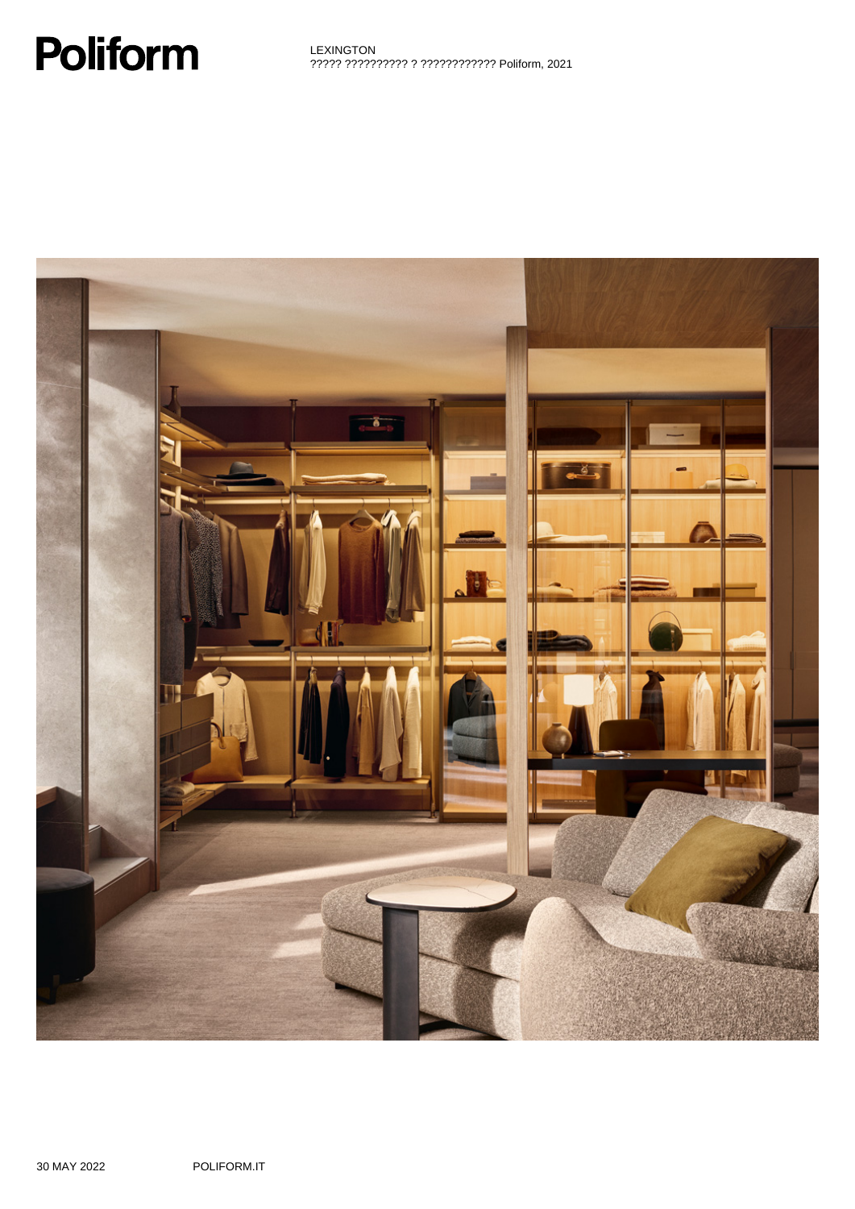# Poliform

LEXINGTON
????? ?????????? ? ???????????? Poliform, 2021

30 MAY 2022

POLIFORM.IT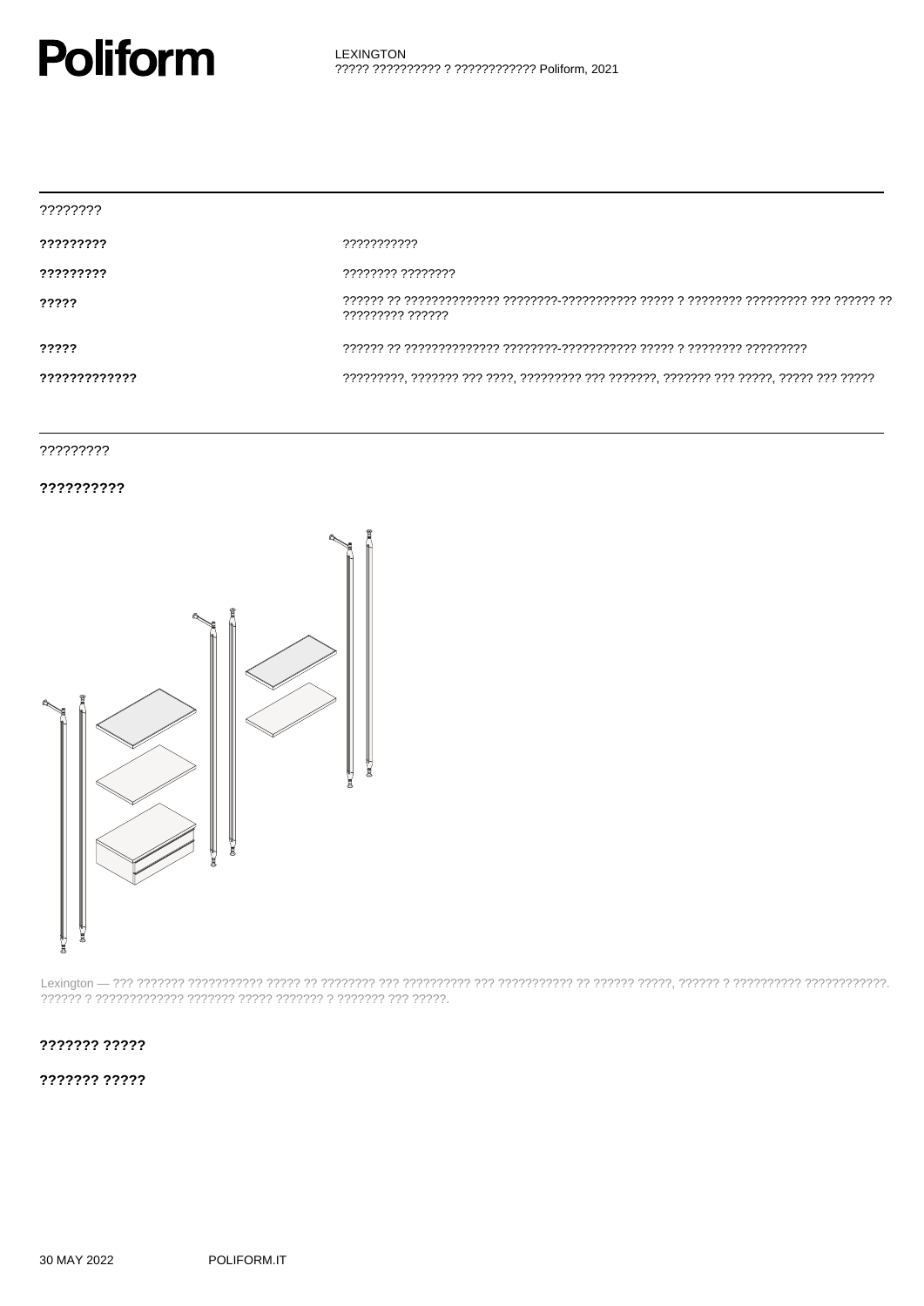# Poliform

LEXINGTON
????? ?????????? ? ???????????? Poliform, 2021

????????

| | |
|---|---|
| **?????????** | ??????????? |
| **?????????** | ???????? ???????? |
| **?????** | ?????? ?? ?????????????? ????????-??????????? ????? ? ???????? ????????? ??? ?????? ?? ????????? ?????? |
| **?????** | ?????? ?? ?????????????? ????????-??????????? ????? ? ???????? ????????? |
| **?????????????** | ?????????, ??????? ??? ????, ????????? ??? ???????, ??????? ??? ?????, ????? ??? ????? |

?????????

**??????????**

Lexington — ??? ??????? ??????????? ????? ?? ???????? ??? ?????????? ??? ??????????? ?? ?????? ?????, ?????? ? ?????????? ????????????. ?????? ? ????????????? ??????? ????? ??????? ? ??????? ??? ?????.

**??????? ?????**

**??????? ?????**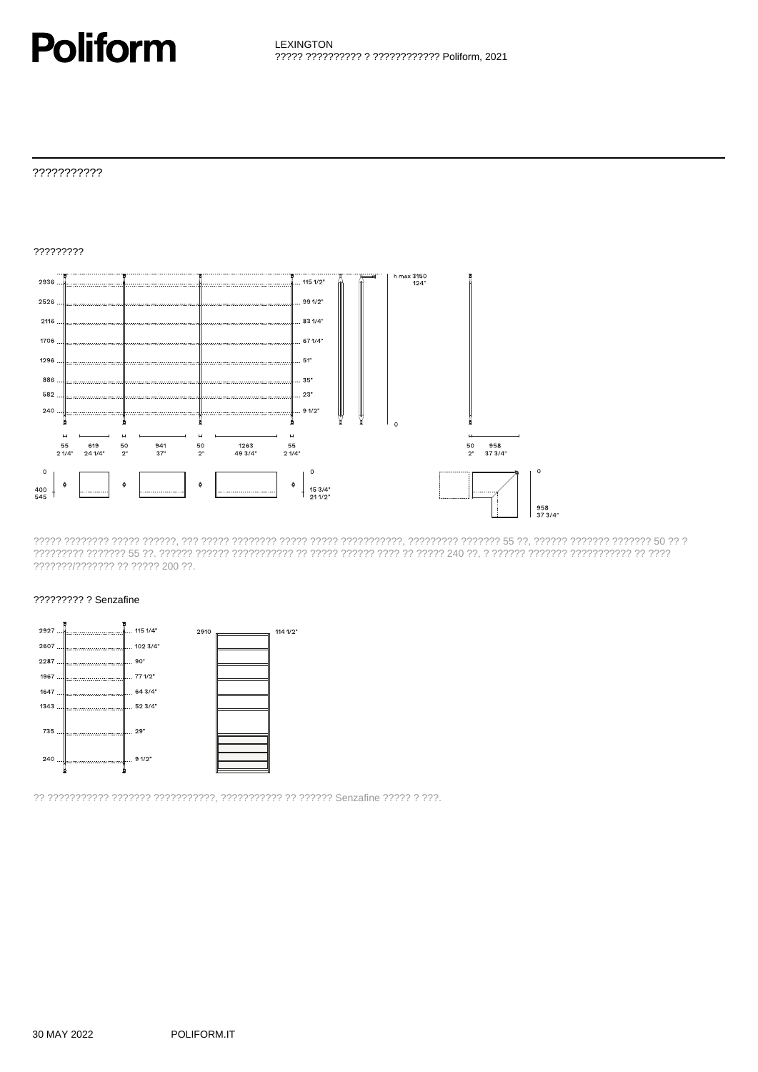LEXINGTON
????? ?????????? ? ???????????? Poliform, 2021

## ???????????

### ?????????

2936
2526
2116
1706
1296
886
582
240

115 1/2"
99 1/2"
83 1/4"
67 1/4"
51"
35"
23"
9 1/2"

h max 3150
124"

0

55
2 1/4"
619
24 1/4"
50
2"
941
37"
50
2"
1263
49 3/4"
55
2 1/4"

50
2"
958
37 3/4"

0
400
545

0
15 3/4"
21 1/2"

0
958
37 3/4"

????? ???????? ????? ??????, ??? ????? ???????? ????? ????? ???????????, ????????? ??????? 55 ??, ?????? ??????? ??????? 50 ?? ? ????????? ??????? 55 ??. ?????? ?????? ??????????? ?? ????? ?????? ???? ?? ????? 240 ??, ? ?????? ??????? ??????????? ?? ???? ???????/??????? ?? ????? 200 ??.

### ????????? ? Senzafine

2927
2607
2287
1967
1647
1343
735
240

115 1/4"
102 3/4"
90"
77 1/2"
64 3/4"
52 3/4"
29"
9 1/2"

2910
114 1/2"

?? ??????????? ??????? ???????????, ??????????? ?? ?????? Senzafine ????? ? ???.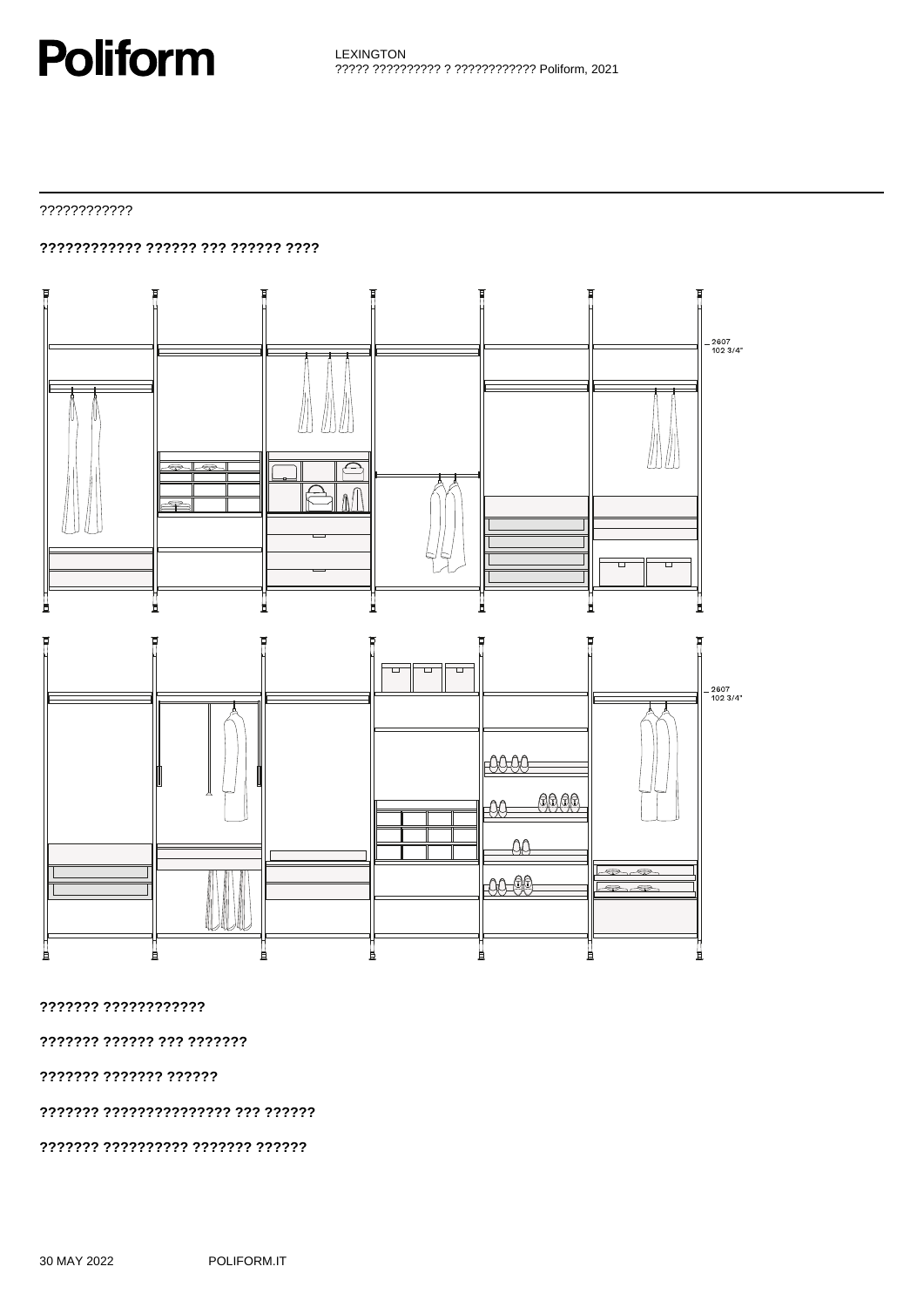????????????

**???????????? ?????? ??? ?????? ????**

2607
102 3/4"

2607
102 3/4"

**??????? ????????????**

**??????? ?????? ??? ???????**

**??????? ??????? ??????**

**??????? ??????????????? ??? ??????**

**??????? ?????????? ??????? ??????**